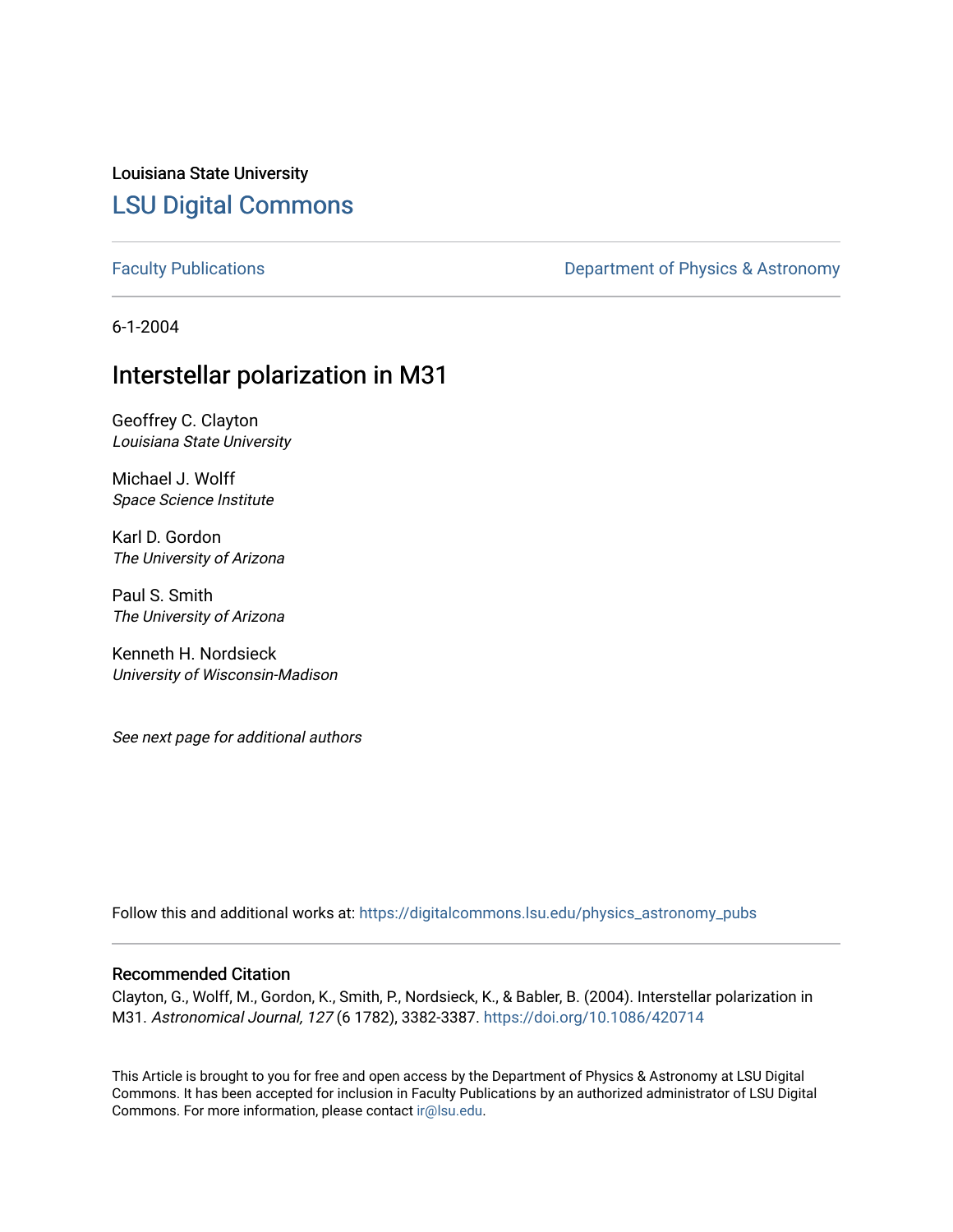Louisiana State University

# LSU Digital Commons

Faculty Publications | Department of Physics & Astronomy

6-1-2004

## Interstellar polarization in M31

Geoffrey C. Clayton
*Louisiana State University*

Michael J. Wolff
*Space Science Institute*

Karl D. Gordon
*The University of Arizona*

Paul S. Smith
*The University of Arizona*

Kenneth H. Nordsieck
*University of Wisconsin-Madison*

*See next page for additional authors*

Follow this and additional works at: https://digitalcommons.lsu.edu/physics_astronomy_pubs

### Recommended Citation

Clayton, G., Wolff, M., Gordon, K., Smith, P., Nordsieck, K., & Babler, B. (2004). Interstellar polarization in M31. *Astronomical Journal, 127* (6 1782), 3382-3387. https://doi.org/10.1086/420714

This Article is brought to you for free and open access by the Department of Physics & Astronomy at LSU Digital Commons. It has been accepted for inclusion in Faculty Publications by an authorized administrator of LSU Digital Commons. For more information, please contact ir@lsu.edu.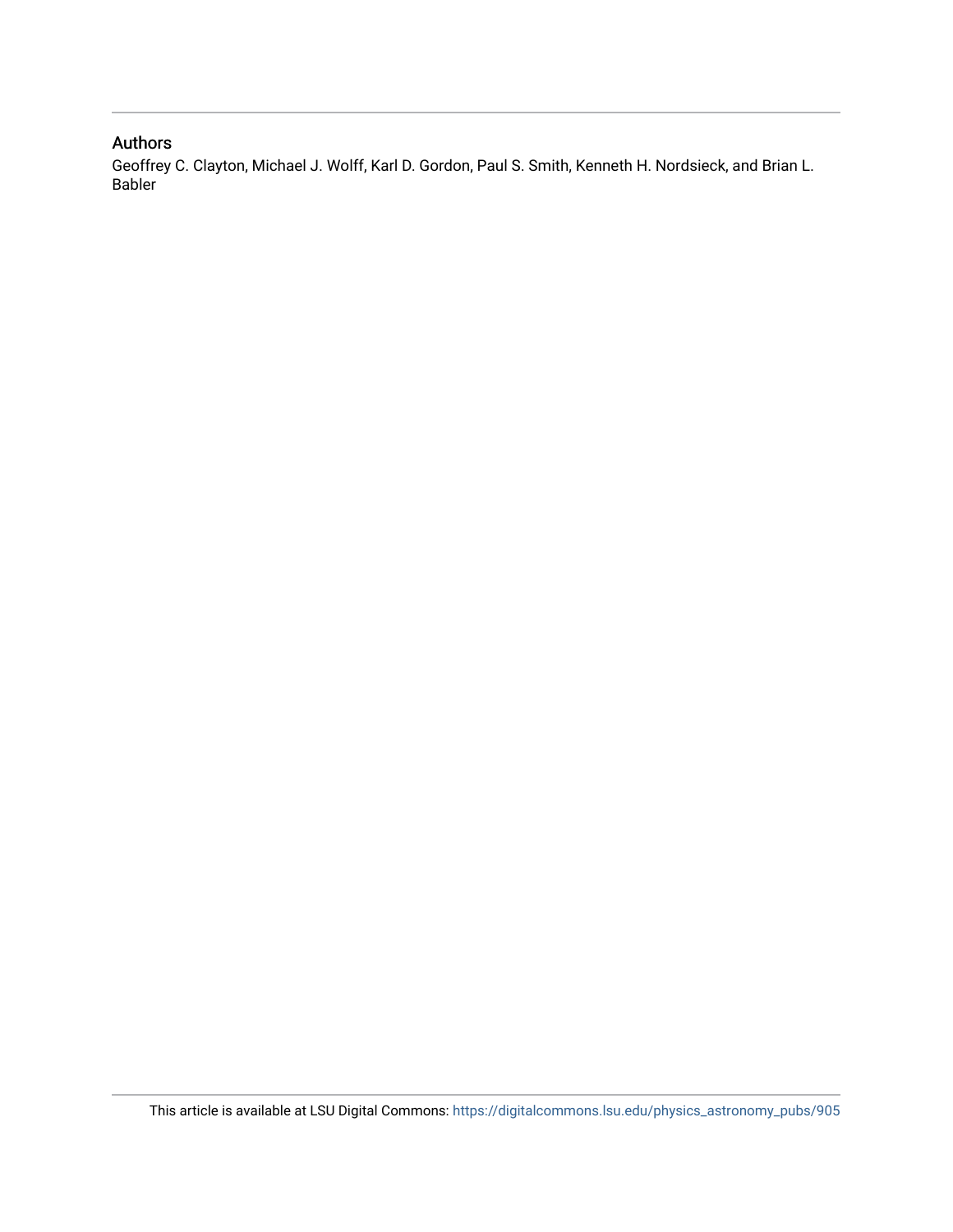## Authors

Geoffrey C. Clayton, Michael J. Wolff, Karl D. Gordon, Paul S. Smith, Kenneth H. Nordsieck, and Brian L. Babler

This article is available at LSU Digital Commons: https://digitalcommons.lsu.edu/physics_astronomy_pubs/905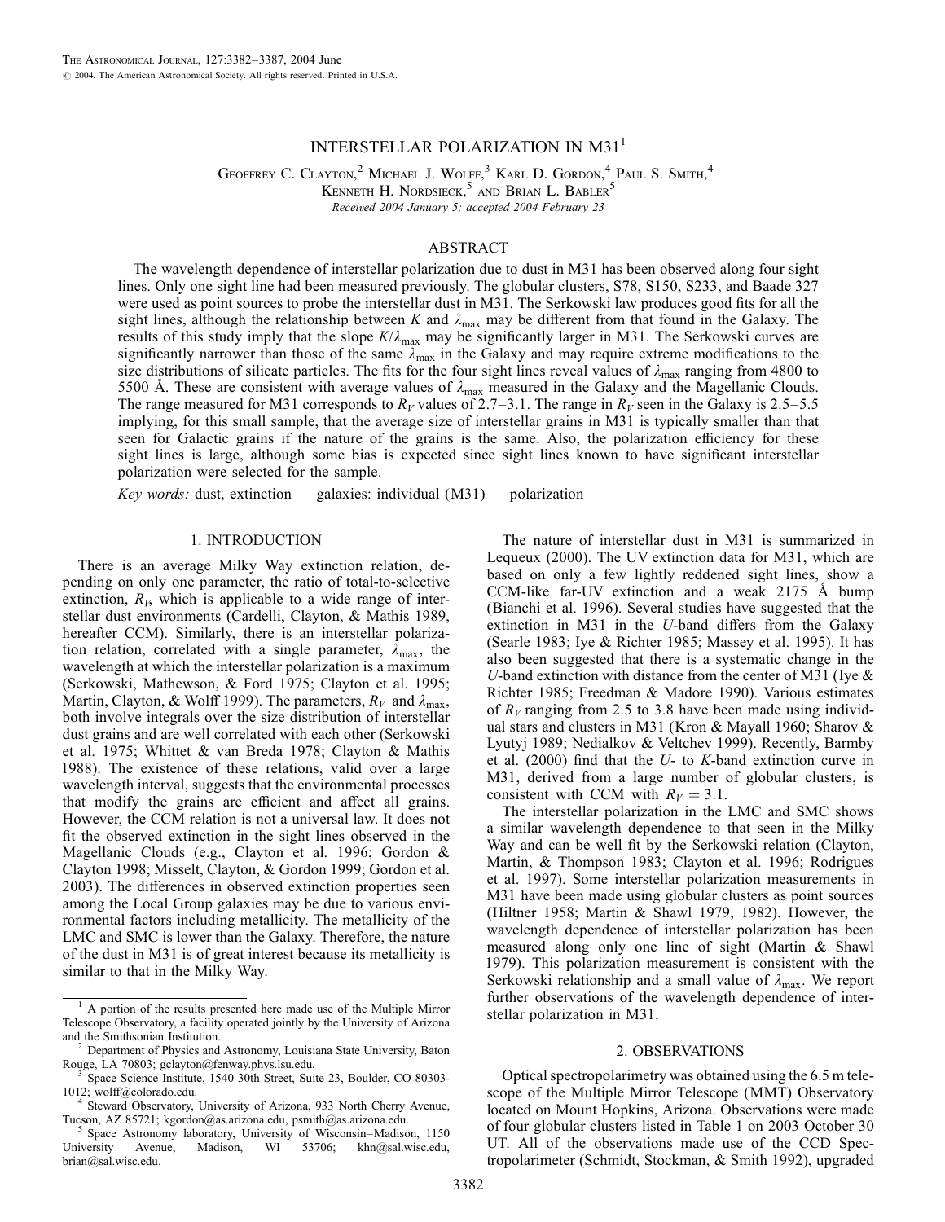# INTERSTELLAR POLARIZATION IN M31[1]

Geoffrey C. Clayton,[2] Michael J. Wolff,[3] Karl D. Gordon,[4] Paul S. Smith,[4] Kenneth H. Nordsieck,[5] and Brian L. Babler[5]

*Received 2004 January 5; accepted 2004 February 23*

## ABSTRACT

The wavelength dependence of interstellar polarization due to dust in M31 has been observed along four sight lines. Only one sight line had been measured previously. The globular clusters, S78, S150, S233, and Baade 327 were used as point sources to probe the interstellar dust in M31. The Serkowski law produces good fits for all the sight lines, although the relationship between $K$ and $\lambda_{max}$ may be different from that found in the Galaxy. The results of this study imply that the slope $K/\lambda_{max}$ may be significantly larger in M31. The Serkowski curves are significantly narrower than those of the same $\lambda_{max}$ in the Galaxy and may require extreme modifications to the size distributions of silicate particles. The fits for the four sight lines reveal values of $\lambda_{max}$ ranging from 4800 to 5500 Å. These are consistent with average values of $\lambda_{max}$ measured in the Galaxy and the Magellanic Clouds. The range measured for M31 corresponds to $R_V$ values of 2.7–3.1. The range in $R_V$ seen in the Galaxy is 2.5–5.5 implying, for this small sample, that the average size of interstellar grains in M31 is typically smaller than that seen for Galactic grains if the nature of the grains is the same. Also, the polarization efficiency for these sight lines is large, although some bias is expected since sight lines known to have significant interstellar polarization were selected for the sample.

*Key words:* dust, extinction — galaxies: individual (M31) — polarization

## 1. INTRODUCTION

There is an average Milky Way extinction relation, depending on only one parameter, the ratio of total-to-selective extinction, $R_V$, which is applicable to a wide range of interstellar dust environments (Cardelli, Clayton, & Mathis 1989, hereafter CCM). Similarly, there is an interstellar polarization relation, correlated with a single parameter, $\lambda_{max}$, the wavelength at which the interstellar polarization is a maximum (Serkowski, Mathewson, & Ford 1975; Clayton et al. 1995; Martin, Clayton, & Wolff 1999). The parameters, $R_V$ and $\lambda_{max}$, both involve integrals over the size distribution of interstellar dust grains and are well correlated with each other (Serkowski et al. 1975; Whittet & van Breda 1978; Clayton & Mathis 1988). The existence of these relations, valid over a large wavelength interval, suggests that the environmental processes that modify the grains are efficient and affect all grains. However, the CCM relation is not a universal law. It does not fit the observed extinction in the sight lines observed in the Magellanic Clouds (e.g., Clayton et al. 1996; Gordon & Clayton 1998; Misselt, Clayton, & Gordon 1999; Gordon et al. 2003). The differences in observed extinction properties seen among the Local Group galaxies may be due to various environmental factors including metallicity. The metallicity of the LMC and SMC is lower than the Galaxy. Therefore, the nature of the dust in M31 is of great interest because its metallicity is similar to that in the Milky Way.

The nature of interstellar dust in M31 is summarized in Lequeux (2000). The UV extinction data for M31, which are based on only a few lightly reddened sight lines, show a CCM-like far-UV extinction and a weak 2175 Å bump (Bianchi et al. 1996). Several studies have suggested that the extinction in M31 in the $U$-band differs from the Galaxy (Searle 1983; Iye & Richter 1985; Massey et al. 1995). It has also been suggested that there is a systematic change in the $U$-band extinction with distance from the center of M31 (Iye & Richter 1985; Freedman & Madore 1990). Various estimates of $R_V$ ranging from 2.5 to 3.8 have been made using individual stars and clusters in M31 (Kron & Mayall 1960; Sharov & Lyutyj 1989; Nedialkov & Veltchev 1999). Recently, Barmby et al. (2000) find that the $U$- to $K$-band extinction curve in M31, derived from a large number of globular clusters, is consistent with CCM with $R_V = 3.1$.

The interstellar polarization in the LMC and SMC shows a similar wavelength dependence to that seen in the Milky Way and can be well fit by the Serkowski relation (Clayton, Martin, & Thompson 1983; Clayton et al. 1996; Rodrigues et al. 1997). Some interstellar polarization measurements in M31 have been made using globular clusters as point sources (Hiltner 1958; Martin & Shawl 1979, 1982). However, the wavelength dependence of interstellar polarization has been measured along only one line of sight (Martin & Shawl 1979). This polarization measurement is consistent with the Serkowski relationship and a small value of $\lambda_{max}$. We report further observations of the wavelength dependence of interstellar polarization in M31.

## 2. OBSERVATIONS

Optical spectropolarimetry was obtained using the 6.5 m telescope of the Multiple Mirror Telescope (MMT) Observatory located on Mount Hopkins, Arizona. Observations were made of four globular clusters listed in Table 1 on 2003 October 30 UT. All of the observations made use of the CCD Spectropolarimeter (Schmidt, Stockman, & Smith 1992), upgraded

---

[1] A portion of the results presented here made use of the Multiple Mirror Telescope Observatory, a facility operated jointly by the University of Arizona and the Smithsonian Institution.

[2] Department of Physics and Astronomy, Louisiana State University, Baton Rouge, LA 70803; gclayton@fenway.phys.lsu.edu.

[3] Space Science Institute, 1540 30th Street, Suite 23, Boulder, CO 80303-1012; wolff@colorado.edu.

[4] Steward Observatory, University of Arizona, 933 North Cherry Avenue, Tucson, AZ 85721; kgordon@as.arizona.edu, psmith@as.arizona.edu.

[5] Space Astronomy laboratory, University of Wisconsin–Madison, 1150 University Avenue, Madison, WI 53706; khn@sal.wisc.edu, brian@sal.wisc.edu.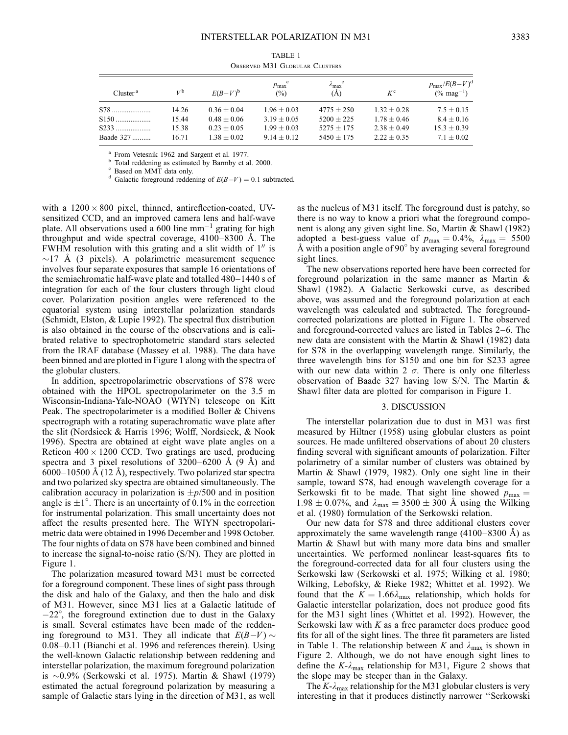TABLE 1

Observed M31 Globular Clusters

| Cluster[a] | $V$[b] | $E(B-V)$[b] | $p_{\max}$[c] (%) | $\lambda_{\max}$[c] (Å) | $K$[c] | $p_{\max}/E(B-V)$[d] (% mag$^{-1}$) |
|---|---|---|---|---|---|---|
| S78 | 14.26 | $0.36 \pm 0.04$ | $1.96 \pm 0.03$ | $4775 \pm 250$ | $1.32 \pm 0.28$ | $7.5 \pm 0.15$ |
| S150 | 15.44 | $0.48 \pm 0.06$ | $3.19 \pm 0.05$ | $5200 \pm 225$ | $1.78 \pm 0.46$ | $8.4 \pm 0.16$ |
| S233 | 15.38 | $0.23 \pm 0.05$ | $1.99 \pm 0.03$ | $5275 \pm 175$ | $2.38 \pm 0.49$ | $15.3 \pm 0.39$ |
| Baade 327 | 16.71 | $1.38 \pm 0.02$ | $9.14 \pm 0.12$ | $5450 \pm 175$ | $2.22 \pm 0.35$ | $7.1 \pm 0.02$ |

[a] From Vetesnik 1962 and Sargent et al. 1977.
[b] Total reddening as estimated by Barmby et al. 2000.
[c] Based on MMT data only.
[d] Galactic foreground reddening of $E(B-V) = 0.1$ subtracted.

with a $1200 \times 800$ pixel, thinned, antireflection-coated, UV-sensitized CCD, and an improved camera lens and half-wave plate. All observations used a 600 line mm$^{-1}$ grating for high throughput and wide spectral coverage, 4100–8300 Å. The FWHM resolution with this grating and a slit width of 1″ is ∼17 Å (3 pixels). A polarimetric measurement sequence involves four separate exposures that sample 16 orientations of the semiachromatic half-wave plate and totalled 480–1440 s of integration for each of the four clusters through light cloud cover. Polarization position angles were referenced to the equatorial system using interstellar polarization standards (Schmidt, Elston, & Lupie 1992). The spectral flux distribution is also obtained in the course of the observations and is calibrated relative to spectrophotometric standard stars selected from the IRAF database (Massey et al. 1988). The data have been binned and are plotted in Figure 1 along with the spectra of the globular clusters.

In addition, spectropolarimetric observations of S78 were obtained with the HPOL spectropolarimeter on the 3.5 m Wisconsin-Indiana-Yale-NOAO (WIYN) telescope on Kitt Peak. The spectropolarimeter is a modified Boller & Chivens spectrograph with a rotating superachromatic wave plate after the slit (Nordsieck & Harris 1996; Wolff, Nordsieck, & Nook 1996). Spectra are obtained at eight wave plate angles on a Reticon $400 \times 1200$ CCD. Two gratings are used, producing spectra and 3 pixel resolutions of 3200–6200 Å (9 Å) and 6000–10500 Å (12 Å), respectively. Two polarized star spectra and two polarized sky spectra are obtained simultaneously. The calibration accuracy in polarization is $\pm p/500$ and in position angle is $\pm 1°$. There is an uncertainty of 0.1% in the correction for instrumental polarization. This small uncertainty does not affect the results presented here. The WIYN spectropolarimetric data were obtained in 1996 December and 1998 October. The four nights of data on S78 have been combined and binned to increase the signal-to-noise ratio (S/N). They are plotted in Figure 1.

The polarization measured toward M31 must be corrected for a foreground component. These lines of sight pass through the disk and halo of the Galaxy, and then the halo and disk of M31. However, since M31 lies at a Galactic latitude of $-22°$, the foreground extinction due to dust in the Galaxy is small. Several estimates have been made of the reddening foreground to M31. They all indicate that $E(B-V) \sim 0.08$–$0.11$ (Bianchi et al. 1996 and references therein). Using the well-known Galactic relationship between reddening and interstellar polarization, the maximum foreground polarization is ∼0.9% (Serkowski et al. 1975). Martin & Shawl (1979) estimated the actual foreground polarization by measuring a sample of Galactic stars lying in the direction of M31, as well as the nucleus of M31 itself. The foreground dust is patchy, so there is no way to know a priori what the foreground component is along any given sight line. So, Martin & Shawl (1982) adopted a best-guess value of $p_{\max} = 0.4\%$, $\lambda_{\max} = 5500$ Å with a position angle of 90° by averaging several foreground sight lines.

The new observations reported here have been corrected for foreground polarization in the same manner as Martin & Shawl (1982). A Galactic Serkowski curve, as described above, was assumed and the foreground polarization at each wavelength was calculated and subtracted. The foreground-corrected polarizations are plotted in Figure 1. The observed and foreground-corrected values are listed in Tables 2–6. The new data are consistent with the Martin & Shawl (1982) data for S78 in the overlapping wavelength range. Similarly, the three wavelength bins for S150 and one bin for S233 agree with our new data within 2 $\sigma$. There is only one filterless observation of Baade 327 having low S/N. The Martin & Shawl filter data are plotted for comparison in Figure 1.

## 3. DISCUSSION

The interstellar polarization due to dust in M31 was first measured by Hiltner (1958) using globular clusters as point sources. He made unfiltered observations of about 20 clusters finding several with significant amounts of polarization. Filter polarimetry of a similar number of clusters was obtained by Martin & Shawl (1979, 1982). Only one sight line in their sample, toward S78, had enough wavelength coverage for a Serkowski fit to be made. That sight line showed $p_{\max} = 1.98 \pm 0.07\%$, and $\lambda_{\max} = 3500 \pm 300$ Å using the Wilking et al. (1980) formulation of the Serkowski relation.

Our new data for S78 and three additional clusters cover approximately the same wavelength range (4100–8300 Å) as Martin & Shawl but with many more data bins and smaller uncertainties. We performed nonlinear least-squares fits to the foreground-corrected data for all four clusters using the Serkowski law (Serkowski et al. 1975; Wilking et al. 1980; Wilking, Lebofsky, & Rieke 1982; Whittet et al. 1992). We found that the $K = 1.66\lambda_{\max}$ relationship, which holds for Galactic interstellar polarization, does not produce good fits for the M31 sight lines (Whittet et al. 1992). However, the Serkowski law with $K$ as a free parameter does produce good fits for all of the sight lines. The three fit parameters are listed in Table 1. The relationship between $K$ and $\lambda_{\max}$ is shown in Figure 2. Although, we do not have enough sight lines to define the $K$-$\lambda_{\max}$ relationship for M31, Figure 2 shows that the slope may be steeper than in the Galaxy.

The $K$-$\lambda_{\max}$ relationship for the M31 globular clusters is very interesting in that it produces distinctly narrower "Serkowski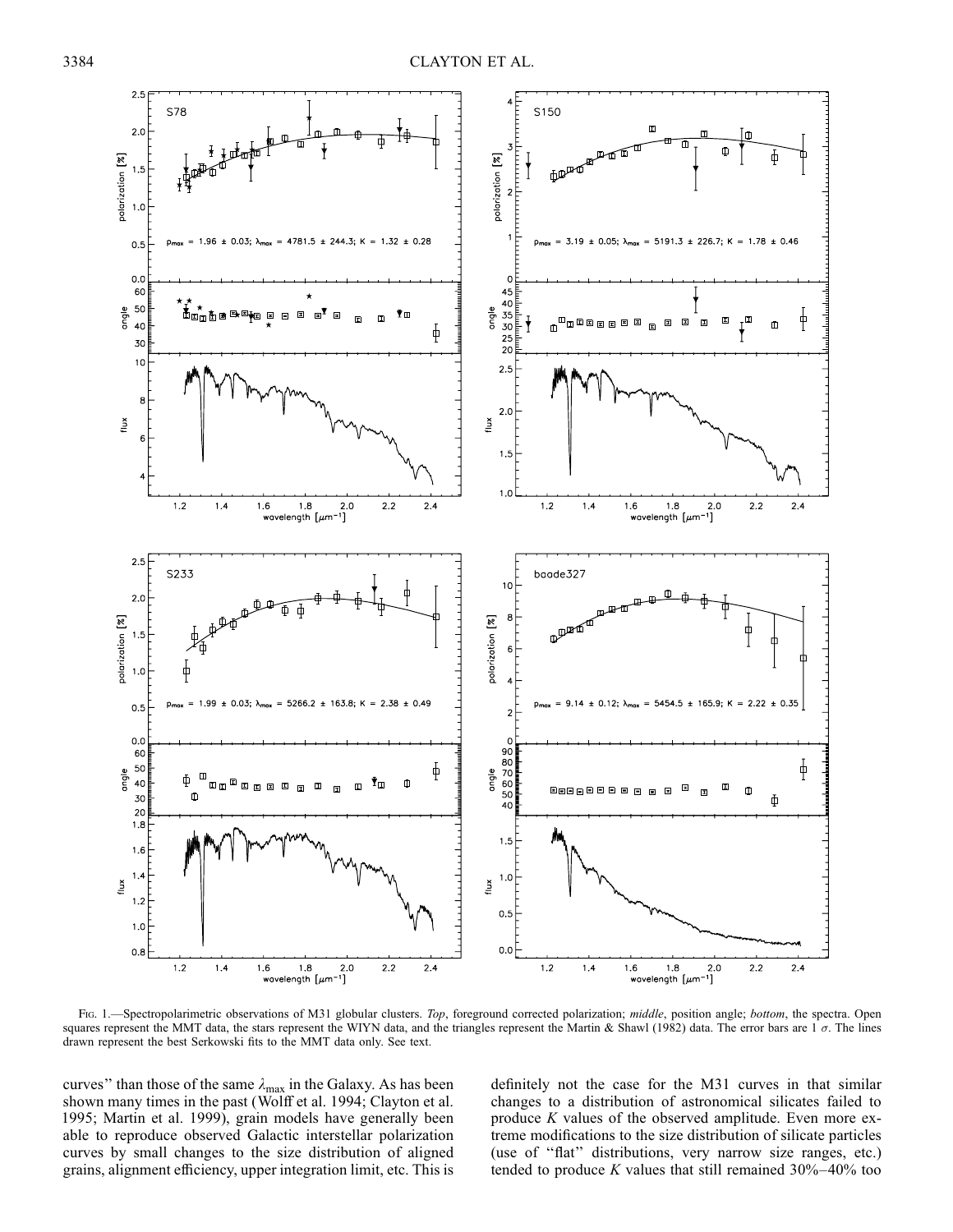FIG. 1.—Spectropolarimetric observations of M31 globular clusters. *Top*, foreground corrected polarization; *middle*, position angle; *bottom*, the spectra. Open squares represent the MMT data, the stars represent the WIYN data, and the triangles represent the Martin & Shawl (1982) data. The error bars are 1 $\sigma$. The lines drawn represent the best Serkowski fits to the MMT data only. See text.

curves" than those of the same $\lambda_{max}$ in the Galaxy. As has been shown many times in the past (Wolff et al. 1994; Clayton et al. 1995; Martin et al. 1999), grain models have generally been able to reproduce observed Galactic interstellar polarization curves by small changes to the size distribution of aligned grains, alignment efficiency, upper integration limit, etc. This is definitely not the case for the M31 curves in that similar changes to a distribution of astronomical silicates failed to produce $K$ values of the observed amplitude. Even more extreme modifications to the size distribution of silicate particles (use of "flat" distributions, very narrow size ranges, etc.) tended to produce $K$ values that still remained 30%–40% too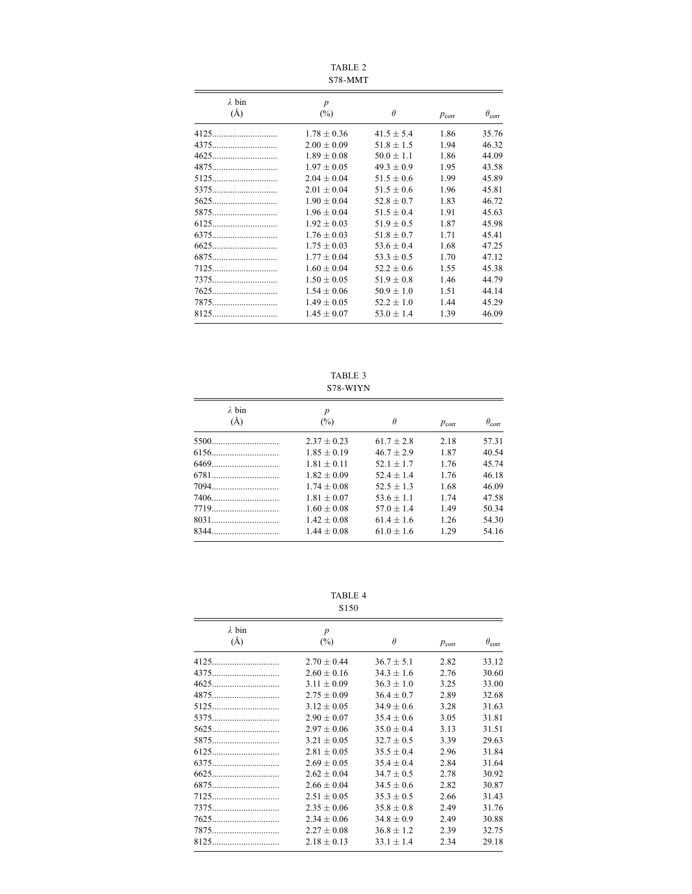TABLE 2
S78-MMT

| $\lambda$ bin (Å) | $p$ (%) | $\theta$ | $p_{\rm corr}$ | $\theta_{\rm corr}$ |
|---|---|---|---|---|
| 4125 | $1.78 \pm 0.36$ | $41.5 \pm 5.4$ | 1.86 | 35.76 |
| 4375 | $2.00 \pm 0.09$ | $51.8 \pm 1.5$ | 1.94 | 46.32 |
| 4625 | $1.89 \pm 0.08$ | $50.0 \pm 1.1$ | 1.86 | 44.09 |
| 4875 | $1.97 \pm 0.05$ | $49.3 \pm 0.9$ | 1.95 | 43.58 |
| 5125 | $2.04 \pm 0.04$ | $51.5 \pm 0.6$ | 1.99 | 45.89 |
| 5375 | $2.01 \pm 0.04$ | $51.5 \pm 0.6$ | 1.96 | 45.81 |
| 5625 | $1.90 \pm 0.04$ | $52.8 \pm 0.7$ | 1.83 | 46.72 |
| 5875 | $1.96 \pm 0.04$ | $51.5 \pm 0.4$ | 1.91 | 45.63 |
| 6125 | $1.92 \pm 0.03$ | $51.9 \pm 0.5$ | 1.87 | 45.98 |
| 6375 | $1.76 \pm 0.03$ | $51.8 \pm 0.7$ | 1.71 | 45.41 |
| 6625 | $1.75 \pm 0.03$ | $53.6 \pm 0.4$ | 1.68 | 47.25 |
| 6875 | $1.77 \pm 0.04$ | $53.3 \pm 0.5$ | 1.70 | 47.12 |
| 7125 | $1.60 \pm 0.04$ | $52.2 \pm 0.6$ | 1.55 | 45.38 |
| 7375 | $1.50 \pm 0.05$ | $51.9 \pm 0.8$ | 1.46 | 44.79 |
| 7625 | $1.54 \pm 0.06$ | $50.9 \pm 1.0$ | 1.51 | 44.14 |
| 7875 | $1.49 \pm 0.05$ | $52.2 \pm 1.0$ | 1.44 | 45.29 |
| 8125 | $1.45 \pm 0.07$ | $53.0 \pm 1.4$ | 1.39 | 46.09 |

TABLE 3
S78-WIYN

| $\lambda$ bin (Å) | $p$ (%) | $\theta$ | $p_{\rm corr}$ | $\theta_{\rm corr}$ |
|---|---|---|---|---|
| 5500 | $2.37 \pm 0.23$ | $61.7 \pm 2.8$ | 2.18 | 57.31 |
| 6156 | $1.85 \pm 0.19$ | $46.7 \pm 2.9$ | 1.87 | 40.54 |
| 6469 | $1.81 \pm 0.11$ | $52.1 \pm 1.7$ | 1.76 | 45.74 |
| 6781 | $1.82 \pm 0.09$ | $52.4 \pm 1.4$ | 1.76 | 46.18 |
| 7094 | $1.74 \pm 0.08$ | $52.5 \pm 1.3$ | 1.68 | 46.09 |
| 7406 | $1.81 \pm 0.07$ | $53.6 \pm 1.1$ | 1.74 | 47.58 |
| 7719 | $1.60 \pm 0.08$ | $57.0 \pm 1.4$ | 1.49 | 50.34 |
| 8031 | $1.42 \pm 0.08$ | $61.4 \pm 1.6$ | 1.26 | 54.30 |
| 8344 | $1.44 \pm 0.08$ | $61.0 \pm 1.6$ | 1.29 | 54.16 |

TABLE 4
S150

| $\lambda$ bin (Å) | $p$ (%) | $\theta$ | $p_{\rm corr}$ | $\theta_{\rm corr}$ |
|---|---|---|---|---|
| 4125 | $2.70 \pm 0.44$ | $36.7 \pm 5.1$ | 2.82 | 33.12 |
| 4375 | $2.60 \pm 0.16$ | $34.3 \pm 1.6$ | 2.76 | 30.60 |
| 4625 | $3.11 \pm 0.09$ | $36.3 \pm 1.0$ | 3.25 | 33.00 |
| 4875 | $2.75 \pm 0.09$ | $36.4 \pm 0.7$ | 2.89 | 32.68 |
| 5125 | $3.12 \pm 0.05$ | $34.9 \pm 0.6$ | 3.28 | 31.63 |
| 5375 | $2.90 \pm 0.07$ | $35.4 \pm 0.6$ | 3.05 | 31.81 |
| 5625 | $2.97 \pm 0.06$ | $35.0 \pm 0.4$ | 3.13 | 31.51 |
| 5875 | $3.21 \pm 0.05$ | $32.7 \pm 0.5$ | 3.39 | 29.63 |
| 6125 | $2.81 \pm 0.05$ | $35.5 \pm 0.4$ | 2.96 | 31.84 |
| 6375 | $2.69 \pm 0.05$ | $35.4 \pm 0.4$ | 2.84 | 31.64 |
| 6625 | $2.62 \pm 0.04$ | $34.7 \pm 0.5$ | 2.78 | 30.92 |
| 6875 | $2.66 \pm 0.04$ | $34.5 \pm 0.6$ | 2.82 | 30.87 |
| 7125 | $2.51 \pm 0.05$ | $35.3 \pm 0.5$ | 2.66 | 31.43 |
| 7375 | $2.35 \pm 0.06$ | $35.8 \pm 0.8$ | 2.49 | 31.76 |
| 7625 | $2.34 \pm 0.06$ | $34.8 \pm 0.9$ | 2.49 | 30.88 |
| 7875 | $2.27 \pm 0.08$ | $36.8 \pm 1.2$ | 2.39 | 32.75 |
| 8125 | $2.18 \pm 0.13$ | $33.1 \pm 1.4$ | 2.34 | 29.18 |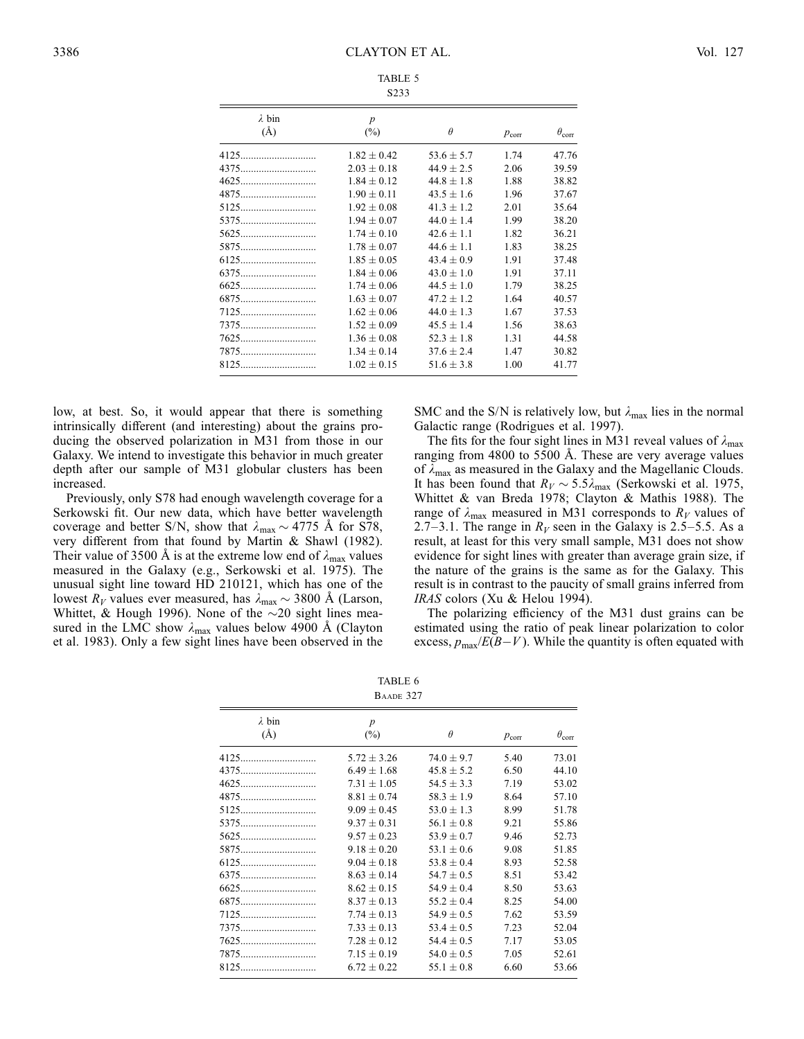TABLE 5

S233

| λ bin (Å) | p (%) | θ | $p_{corr}$ | $\theta_{corr}$ |
|---|---|---|---|---|
| 4125 | 1.82 ± 0.42 | 53.6 ± 5.7 | 1.74 | 47.76 |
| 4375 | 2.03 ± 0.18 | 44.9 ± 2.5 | 2.06 | 39.59 |
| 4625 | 1.84 ± 0.12 | 44.8 ± 1.8 | 1.88 | 38.82 |
| 4875 | 1.90 ± 0.11 | 43.5 ± 1.6 | 1.96 | 37.67 |
| 5125 | 1.92 ± 0.08 | 41.3 ± 1.2 | 2.01 | 35.64 |
| 5375 | 1.94 ± 0.07 | 44.0 ± 1.4 | 1.99 | 38.20 |
| 5625 | 1.74 ± 0.10 | 42.6 ± 1.1 | 1.82 | 36.21 |
| 5875 | 1.78 ± 0.07 | 44.6 ± 1.1 | 1.83 | 38.25 |
| 6125 | 1.85 ± 0.05 | 43.4 ± 0.9 | 1.91 | 37.48 |
| 6375 | 1.84 ± 0.06 | 43.0 ± 1.0 | 1.91 | 37.11 |
| 6625 | 1.74 ± 0.06 | 44.5 ± 1.0 | 1.79 | 38.25 |
| 6875 | 1.63 ± 0.07 | 47.2 ± 1.2 | 1.64 | 40.57 |
| 7125 | 1.62 ± 0.06 | 44.0 ± 1.3 | 1.67 | 37.53 |
| 7375 | 1.52 ± 0.09 | 45.5 ± 1.4 | 1.56 | 38.63 |
| 7625 | 1.36 ± 0.08 | 52.3 ± 1.8 | 1.31 | 44.58 |
| 7875 | 1.34 ± 0.14 | 37.6 ± 2.4 | 1.47 | 30.82 |
| 8125 | 1.02 ± 0.15 | 51.6 ± 3.8 | 1.00 | 41.77 |

low, at best. So, it would appear that there is something intrinsically different (and interesting) about the grains producing the observed polarization in M31 from those in our Galaxy. We intend to investigate this behavior in much greater depth after our sample of M31 globular clusters has been increased.

Previously, only S78 had enough wavelength coverage for a Serkowski fit. Our new data, which have better wavelength coverage and better S/N, show that $\lambda_{max} \sim 4775$ Å for S78, very different from that found by Martin & Shawl (1982). Their value of 3500 Å is at the extreme low end of $\lambda_{max}$ values measured in the Galaxy (e.g., Serkowski et al. 1975). The unusual sight line toward HD 210121, which has one of the lowest $R_V$ values ever measured, has $\lambda_{max} \sim 3800$ Å (Larson, Whittet, & Hough 1996). None of the ~20 sight lines measured in the LMC show $\lambda_{max}$ values below 4900 Å (Clayton et al. 1983). Only a few sight lines have been observed in the SMC and the S/N is relatively low, but $\lambda_{max}$ lies in the normal Galactic range (Rodrigues et al. 1997).

The fits for the four sight lines in M31 reveal values of $\lambda_{max}$ ranging from 4800 to 5500 Å. These are very average values of $\lambda_{max}$ as measured in the Galaxy and the Magellanic Clouds. It has been found that $R_V \sim 5.5\lambda_{max}$ (Serkowski et al. 1975, Whittet & van Breda 1978; Clayton & Mathis 1988). The range of $\lambda_{max}$ measured in M31 corresponds to $R_V$ values of 2.7–3.1. The range in $R_V$ seen in the Galaxy is 2.5–5.5. As a result, at least for this very small sample, M31 does not show evidence for sight lines with greater than average grain size, if the nature of the grains is the same as for the Galaxy. This result is in contrast to the paucity of small grains inferred from *IRAS* colors (Xu & Helou 1994).

The polarizing efficiency of the M31 dust grains can be estimated using the ratio of peak linear polarization to color excess, $p_{max}/E(B-V)$. While the quantity is often equated with

TABLE 6

Baade 327

| λ bin (Å) | p (%) | θ | $p_{corr}$ | $\theta_{corr}$ |
|---|---|---|---|---|
| 4125 | 5.72 ± 3.26 | 74.0 ± 9.7 | 5.40 | 73.01 |
| 4375 | 6.49 ± 1.68 | 45.8 ± 5.2 | 6.50 | 44.10 |
| 4625 | 7.31 ± 1.05 | 54.5 ± 3.3 | 7.19 | 53.02 |
| 4875 | 8.81 ± 0.74 | 58.3 ± 1.9 | 8.64 | 57.10 |
| 5125 | 9.09 ± 0.45 | 53.0 ± 1.3 | 8.99 | 51.78 |
| 5375 | 9.37 ± 0.31 | 56.1 ± 0.8 | 9.21 | 55.86 |
| 5625 | 9.57 ± 0.23 | 53.9 ± 0.7 | 9.46 | 52.73 |
| 5875 | 9.18 ± 0.20 | 53.1 ± 0.6 | 9.08 | 51.85 |
| 6125 | 9.04 ± 0.18 | 53.8 ± 0.4 | 8.93 | 52.58 |
| 6375 | 8.63 ± 0.14 | 54.7 ± 0.5 | 8.51 | 53.42 |
| 6625 | 8.62 ± 0.15 | 54.9 ± 0.4 | 8.50 | 53.63 |
| 6875 | 8.37 ± 0.13 | 55.2 ± 0.4 | 8.25 | 54.00 |
| 7125 | 7.74 ± 0.13 | 54.9 ± 0.5 | 7.62 | 53.59 |
| 7375 | 7.33 ± 0.13 | 53.4 ± 0.5 | 7.23 | 52.04 |
| 7625 | 7.28 ± 0.12 | 54.4 ± 0.5 | 7.17 | 53.05 |
| 7875 | 7.15 ± 0.19 | 54.0 ± 0.5 | 7.05 | 52.61 |
| 8125 | 6.72 ± 0.22 | 55.1 ± 0.8 | 6.60 | 53.66 |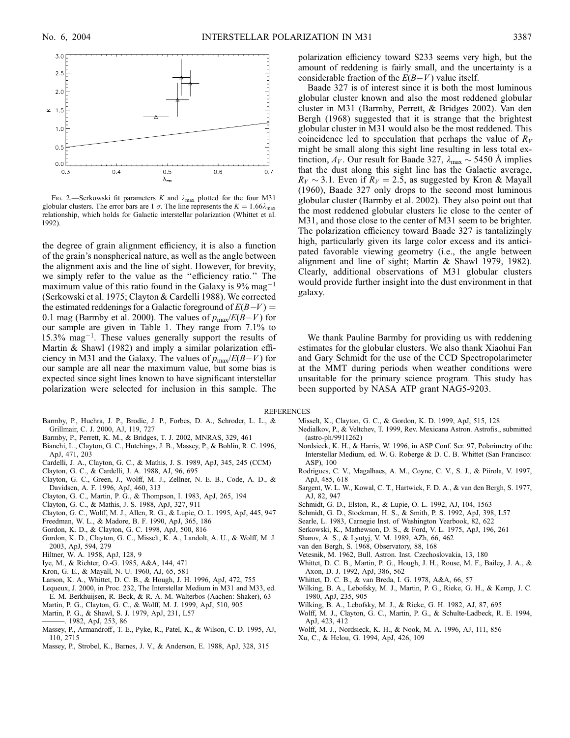3.0
2.5
2.0
K 1.5
1.0
0.5
0.0
0.3 0.4 0.5 0.6 0.7
$\lambda_{max}$

FIG. 2.—Serkowski fit parameters $K$ and $\lambda_{max}$ plotted for the four M31 globular clusters. The error bars are 1 $\sigma$. The line represents the $K = 1.66\lambda_{max}$ relationship, which holds for Galactic interstellar polarization (Whittet et al. 1992).

the degree of grain alignment efficiency, it is also a function of the grain's nonspherical nature, as well as the angle between the alignment axis and the line of sight. However, for brevity, we simply refer to the value as the "efficiency ratio." The maximum value of this ratio found in the Galaxy is 9% mag$^{-1}$ (Serkowski et al. 1975; Clayton & Cardelli 1988). We corrected the estimated reddenings for a Galactic foreground of $E(B-V) = 0.1$ mag (Barmby et al. 2000). The values of $p_{max}/E(B-V)$ for our sample are given in Table 1. They range from 7.1% to 15.3% mag$^{-1}$. These values generally support the results of Martin & Shawl (1982) and imply a similar polarization efficiency in M31 and the Galaxy. The values of $p_{max}/E(B-V)$ for our sample are all near the maximum value, but some bias is expected since sight lines known to have significant interstellar polarization were selected for inclusion in this sample. The polarization efficiency toward S233 seems very high, but the amount of reddening is fairly small, and the uncertainty is a considerable fraction of the $E(B-V)$ value itself.

Baade 327 is of interest since it is both the most luminous globular cluster known and also the most reddened globular cluster in M31 (Barmby, Perrett, & Bridges 2002). Van den Bergh (1968) suggested that it is strange that the brightest globular cluster in M31 would also be the most reddened. This coincidence led to speculation that perhaps the value of $R_V$ might be small along this sight line resulting in less total extinction, $A_V$. Our result for Baade 327, $\lambda_{max} \sim 5450$ Å implies that the dust along this sight line has the Galactic average, $R_V \sim 3.1$. Even if $R_V = 2.5$, as suggested by Kron & Mayall (1960), Baade 327 only drops to the second most luminous globular cluster (Barmby et al. 2002). They also point out that the most reddened globular clusters lie close to the center of M31, and those close to the center of M31 seem to be brighter. The polarization efficiency toward Baade 327 is tantalizingly high, particularly given its large color excess and its anticipated favorable viewing geometry (i.e., the angle between alignment and line of sight; Martin & Shawl 1979, 1982). Clearly, additional observations of M31 globular clusters would provide further insight into the dust environment in that galaxy.

We thank Pauline Barmby for providing us with reddening estimates for the globular clusters. We also thank Xiaohui Fan and Gary Schmidt for the use of the CCD Spectropolarimeter at the MMT during periods when weather conditions were unsuitable for the primary science program. This study has been supported by NASA ATP grant NAG5-9203.

## REFERENCES

Barmby, P., Huchra, J. P., Brodie, J. P., Forbes, D. A., Schroder, L. L., & Grillmair, C. J. 2000, AJ, 119, 727
Barmby, P., Perrett, K. M., & Bridges, T. J. 2002, MNRAS, 329, 461
Bianchi, L., Clayton, G. C., Hutchings, J. B., Massey, P., & Bohlin, R. C. 1996, ApJ, 471, 203
Cardelli, J. A., Clayton, G. C., & Mathis, J. S. 1989, ApJ, 345, 245 (CCM)
Clayton, G. C., & Cardelli, J. A. 1988, AJ, 96, 695
Clayton, G. C., Green, J., Wolff, M. J., Zellner, N. E. B., Code, A. D., & Davidsen, A. F. 1996, ApJ, 460, 313
Clayton, G. C., Martin, P. G., & Thompson, I. 1983, ApJ, 265, 194
Clayton, G. C., & Mathis, J. S. 1988, ApJ, 327, 911
Clayton, G. C., Wolff, M. J., Allen, R. G., & Lupie, O. L. 1995, ApJ, 445, 947
Freedman, W. L., & Madore, B. F. 1990, ApJ, 365, 186
Gordon, K. D., & Clayton, G. C. 1998, ApJ, 500, 816
Gordon, K. D., Clayton, G. C., Misselt, K. A., Landolt, A. U., & Wolff, M. J. 2003, ApJ, 594, 279
Hiltner, W. A. 1958, ApJ, 128, 9
Iye, M., & Richter, O.-G. 1985, A&A, 144, 471
Kron, G. E., & Mayall, N. U. 1960, AJ, 65, 581
Larson, K. A., Whittet, D. C. B., & Hough, J. H. 1996, ApJ, 472, 755
Lequeux, J. 2000, in Proc. 232, The Interstellar Medium in M31 and M33, ed. E. M. Berkhuijsen, R. Beck, & R. A. M. Walterbos (Aachen: Shaker), 63
Martin, P. G., Clayton, G. C., & Wolff, M. J. 1999, ApJ, 510, 905
Martin, P. G., & Shawl, S. J. 1979, ApJ, 231, L57
———. 1982, ApJ, 253, 86
Massey, P., Armandroff, T. E., Pyke, R., Patel, K., & Wilson, C. D. 1995, AJ, 110, 2715
Massey, P., Strobel, K., Barnes, J. V., & Anderson, E. 1988, ApJ, 328, 315
Misselt, K., Clayton, G. C., & Gordon, K. D. 1999, ApJ, 515, 128
Nedialkov, P., & Veltchev, T. 1999, Rev. Mexicana Astron. Astrofis., submitted (astro-ph/9911262)
Nordsieck, K. H., & Harris, W. 1996, in ASP Conf. Ser. 97, Polarimetry of the Interstellar Medium, ed. W. G. Roberge & D. C. B. Whittet (San Francisco: ASP), 100
Rodrigues, C. V., Magalhaes, A. M., Coyne, C. V., S. J., & Piirola, V. 1997, ApJ, 485, 618
Sargent, W. L. W., Kowal, C. T., Hartwick, F. D. A., & van den Bergh, S. 1977, AJ, 82, 947
Schmidt, G. D., Elston, R., & Lupie, O. L. 1992, AJ, 104, 1563
Schmidt, G. D., Stockman, H. S., & Smith, P. S. 1992, ApJ, 398, L57
Searle, L. 1983, Carnegie Inst. of Washington Yearbook, 82, 622
Serkowski, K., Mathewson, D. S., & Ford, V. L. 1975, ApJ, 196, 261
Sharov, A. S., & Lyutyj, V. M. 1989, AZh, 66, 462
van den Bergh, S. 1968, Observatory, 88, 168
Vetesnik, M. 1962, Bull. Astron. Inst. Czechoslovakia, 13, 180
Whittet, D. C. B., Martin, P. G., Hough, J. H., Rouse, M. F., Bailey, J. A., & Axon, D. J. 1992, ApJ, 386, 562
Whittet, D. C. B., & van Breda, I. G. 1978, A&A, 66, 57
Wilking, B. A., Lebofsky, M. J., Martin, P. G., Rieke, G. H., & Kemp, J. C. 1980, ApJ, 235, 905
Wilking, B. A., Lebofsky, M. J., & Rieke, G. H. 1982, AJ, 87, 695
Wolff, M. J., Clayton, G. C., Martin, P. G., & Schulte-Ladbeck, R. E. 1994, ApJ, 423, 412
Wolff, M. J., Nordsieck, K. H., & Nook, M. A. 1996, AJ, 111, 856
Xu, C., & Helou, G. 1994, ApJ, 426, 109